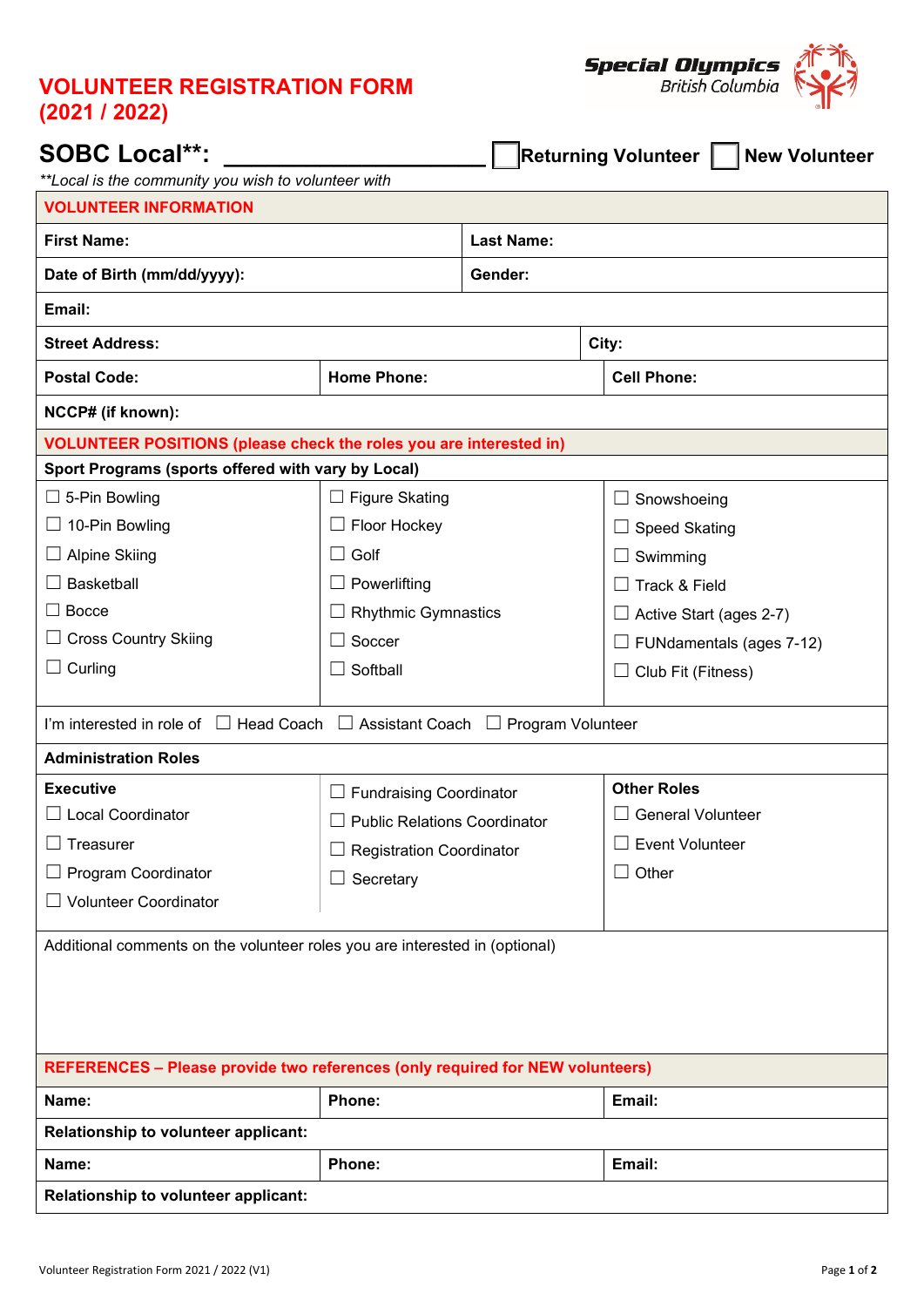# VOLUNTEER REGISTRATION FORM (2021 / 2022)

**Special Olympics** British Columbia

## SOBC Local**: ____________________ ☐ Returning Volunteer ☐ New Volunteer

*\*\*Local is the community you wish to volunteer with*

| **VOLUNTEER INFORMATION** | | |
|---|---|---|
| **First Name:** | **Last Name:** | |
| **Date of Birth (mm/dd/yyyy):** | **Gender:** | |
| **Email:** | | |
| **Street Address:** | **City:** | |
| **Postal Code:** | **Home Phone:** | **Cell Phone:** |
| **NCCP# (if known):** | | |

| **VOLUNTEER POSITIONS (please check the roles you are interested in)** | | |
|---|---|---|
| **Sport Programs (sports offered with vary by Local)** | | |
| ☐ 5-Pin Bowling | ☐ Figure Skating | ☐ Snowshoeing |
| ☐ 10-Pin Bowling | ☐ Floor Hockey | ☐ Speed Skating |
| ☐ Alpine Skiing | ☐ Golf | ☐ Swimming |
| ☐ Basketball | ☐ Powerlifting | ☐ Track & Field |
| ☐ Bocce | ☐ Rhythmic Gymnastics | ☐ Active Start (ages 2-7) |
| ☐ Cross Country Skiing | ☐ Soccer | ☐ FUNdamentals (ages 7-12) |
| ☐ Curling | ☐ Softball | ☐ Club Fit (Fitness) |
| I'm interested in role of ☐ Head Coach ☐ Assistant Coach ☐ Program Volunteer | | |
| **Administration Roles** | | |
| **Executive** | ☐ Fundraising Coordinator | **Other Roles** |
| ☐ Local Coordinator | ☐ Public Relations Coordinator | ☐ General Volunteer |
| ☐ Treasurer | ☐ Registration Coordinator | ☐ Event Volunteer |
| ☐ Program Coordinator | ☐ Secretary | ☐ Other |
| ☐ Volunteer Coordinator | | |
| Additional comments on the volunteer roles you are interested in (optional) | | |

| **REFERENCES – Please provide two references (only required for NEW volunteers)** | | |
|---|---|---|
| **Name:** | **Phone:** | **Email:** |
| **Relationship to volunteer applicant:** | | |
| **Name:** | **Phone:** | **Email:** |
| **Relationship to volunteer applicant:** | | |

Volunteer Registration Form 2021 / 2022 (V1)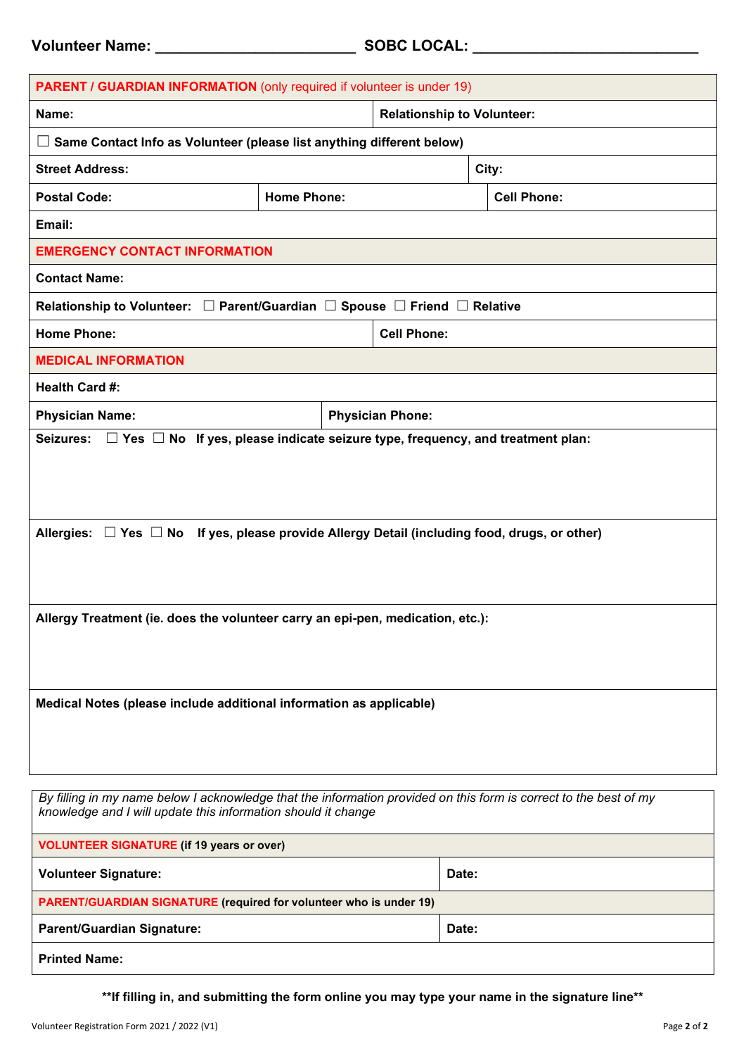**Volunteer Name:** \_\_\_\_\_\_\_\_\_\_\_\_\_\_\_\_\_\_\_\_\_\_\_ **SOBC LOCAL:** \_\_\_\_\_\_\_\_\_\_\_\_\_\_\_\_\_\_\_\_\_\_\_\_\_

| | | |
|---|---|---|
| **PARENT / GUARDIAN INFORMATION** (only required if volunteer is under 19) | | |
| **Name:** | **Relationship to Volunteer:** | |
| ☐ **Same Contact Info as Volunteer (please list anything different below)** | | |
| **Street Address:** | | **City:** |
| **Postal Code:** | **Home Phone:** | **Cell Phone:** |
| **Email:** | | |

| | |
|---|---|
| **EMERGENCY CONTACT INFORMATION** | |
| **Contact Name:** | |
| **Relationship to Volunteer:** ☐ **Parent/Guardian** ☐ **Spouse** ☐ **Friend** ☐ **Relative** | |
| **Home Phone:** | **Cell Phone:** |

| | |
|---|---|
| **MEDICAL INFORMATION** | |
| **Health Card #:** | |
| **Physician Name:** | **Physician Phone:** |
| **Seizures:** ☐ **Yes** ☐ **No** **If yes, please indicate seizure type, frequency, and treatment plan:** | |
| **Allergies:** ☐ **Yes** ☐ **No** **If yes, please provide Allergy Detail (including food, drugs, or other)** | |
| **Allergy Treatment (ie. does the volunteer carry an epi-pen, medication, etc.):** | |
| **Medical Notes (please include additional information as applicable)** | |

*By filling in my name below I acknowledge that the information provided on this form is correct to the best of my knowledge and I will update this information should it change*

| | |
|---|---|
| **VOLUNTEER SIGNATURE (if 19 years or over)** | |
| **Volunteer Signature:** | **Date:** |
| **PARENT/GUARDIAN SIGNATURE (required for volunteer who is under 19)** | |
| **Parent/Guardian Signature:** | **Date:** |
| **Printed Name:** | |

**\*\*If filling in, and submitting the form online you may type your name in the signature line\*\***

Volunteer Registration Form 2021 / 2022 (V1)